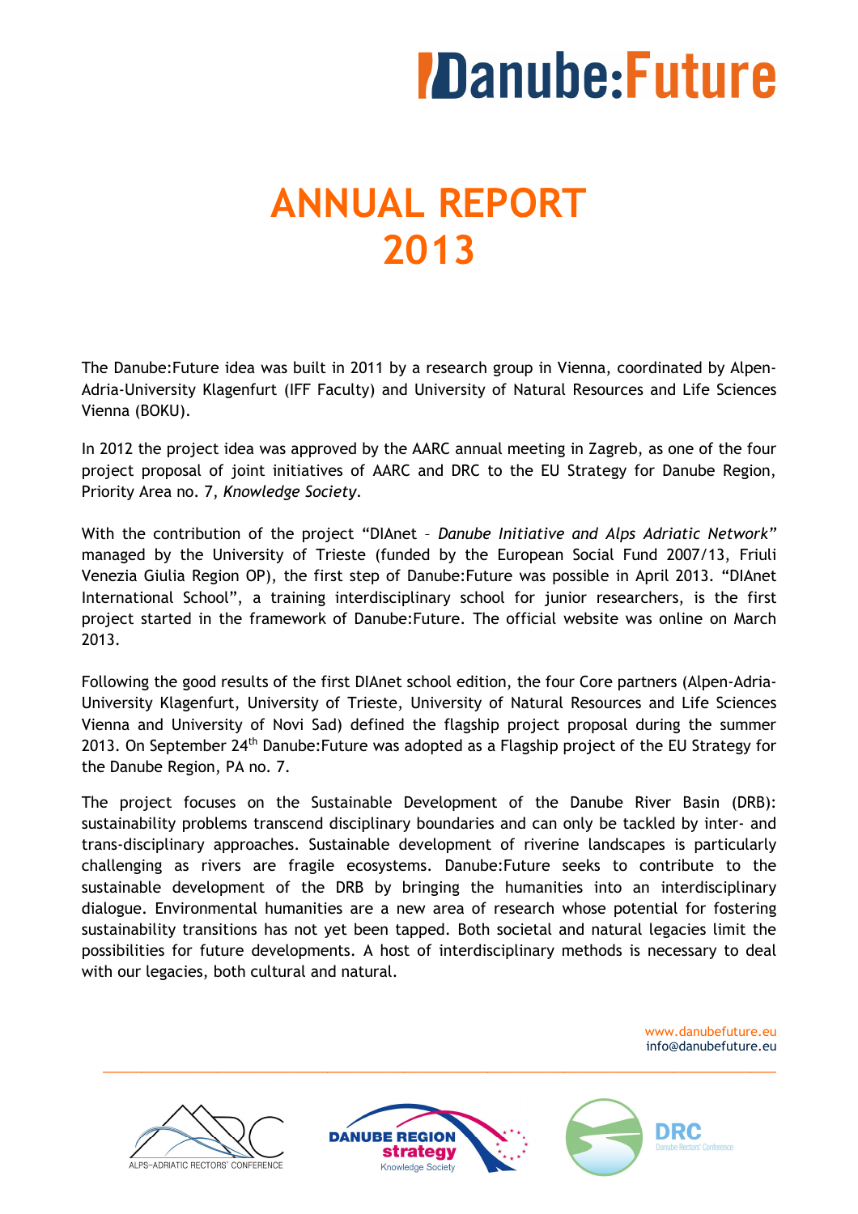# ANNUAL REPORT 2013

The Danube:Future idea was built in 2011 by a research group in Vienna, coordinated by Alpen-Adria-University Klagenfurt (IFF Faculty) and University of Natural Resources and Life Sciences Vienna (BOKU).

In 2012 the project idea was approved by the AARC annual meeting in Zagreb, as one of the four project proposal of joint initiatives of AARC and DRC to the EU Strategy for Danube Region, Priority Area no. 7, *Knowledge Society*.

With the contribution of the project "DIAnet – *Danube Initiative and Alps Adriatic Network*" managed by the University of Trieste (funded by the European Social Fund 2007/13, Friuli Venezia Giulia Region OP), the first step of Danube:Future was possible in April 2013. "DIAnet International School", a training interdisciplinary school for junior researchers, is the first project started in the framework of Danube:Future. The official website was online on March 2013.

Following the good results of the first DIAnet school edition, the four Core partners (Alpen-Adria-University Klagenfurt, University of Trieste, University of Natural Resources and Life Sciences Vienna and University of Novi Sad) defined the flagship project proposal during the summer 2013. On September 24th Danube:Future was adopted as a Flagship project of the EU Strategy for the Danube Region, PA no. 7.

The project focuses on the Sustainable Development of the Danube River Basin (DRB): sustainability problems transcend disciplinary boundaries and can only be tackled by inter- and trans-disciplinary approaches. Sustainable development of riverine landscapes is particularly challenging as rivers are fragile ecosystems. Danube:Future seeks to contribute to the sustainable development of the DRB by bringing the humanities into an interdisciplinary dialogue. Environmental humanities are a new area of research whose potential for fostering sustainability transitions has not yet been tapped. Both societal and natural legacies limit the possibilities for future developments. A host of interdisciplinary methods is necessary to deal with our legacies, both cultural and natural.

www.danubefuture.eu
info@danubefuture.eu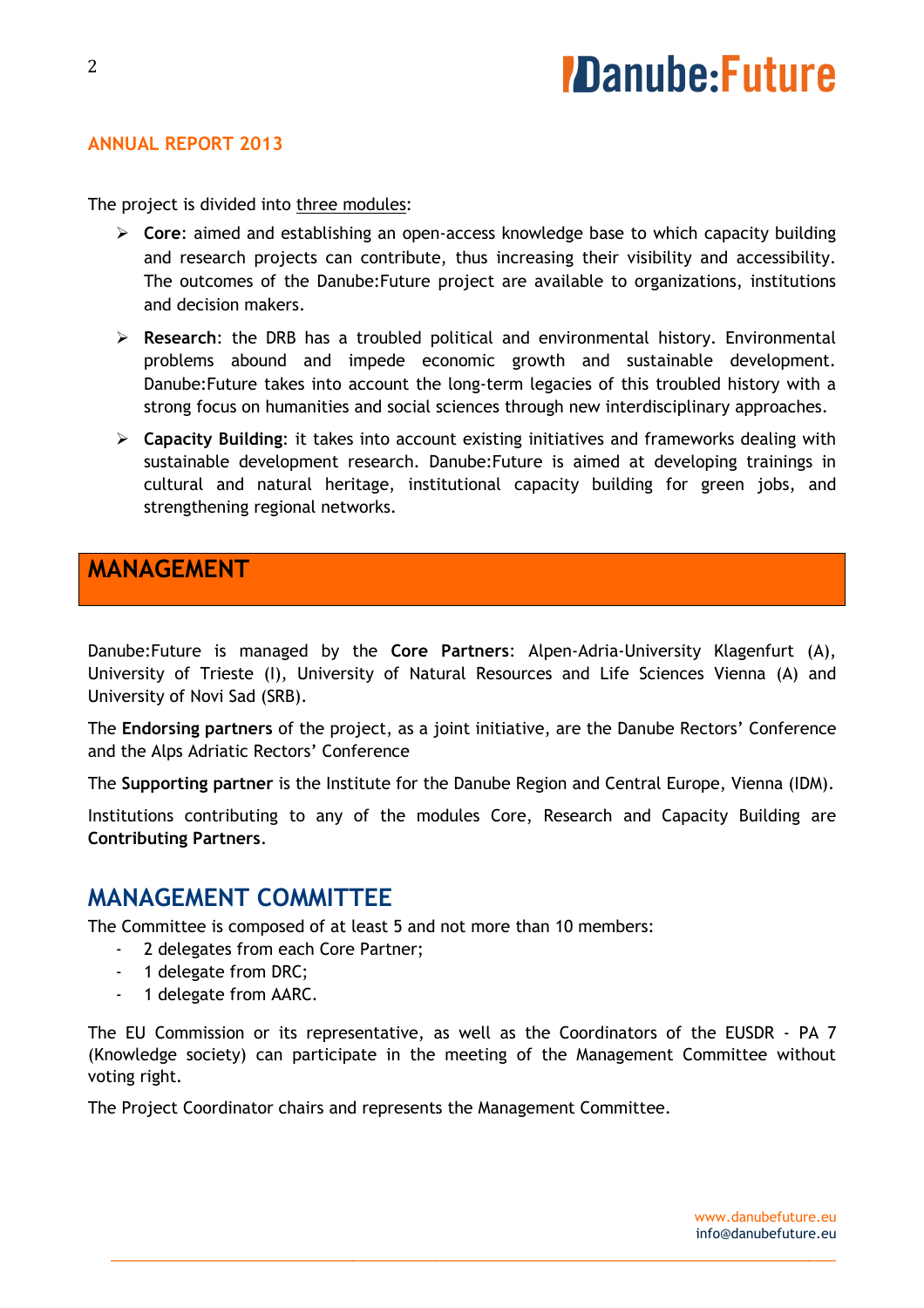## ANNUAL REPORT 2013

The project is divided into three modules:

- **Core**: aimed and establishing an open-access knowledge base to which capacity building and research projects can contribute, thus increasing their visibility and accessibility. The outcomes of the Danube:Future project are available to organizations, institutions and decision makers.
- **Research**: the DRB has a troubled political and environmental history. Environmental problems abound and impede economic growth and sustainable development. Danube:Future takes into account the long-term legacies of this troubled history with a strong focus on humanities and social sciences through new interdisciplinary approaches.
- **Capacity Building**: it takes into account existing initiatives and frameworks dealing with sustainable development research. Danube:Future is aimed at developing trainings in cultural and natural heritage, institutional capacity building for green jobs, and strengthening regional networks.

# MANAGEMENT

Danube:Future is managed by the **Core Partners**: Alpen-Adria-University Klagenfurt (A), University of Trieste (I), University of Natural Resources and Life Sciences Vienna (A) and University of Novi Sad (SRB).

The **Endorsing partners** of the project, as a joint initiative, are the Danube Rectors' Conference and the Alps Adriatic Rectors' Conference

The **Supporting partner** is the Institute for the Danube Region and Central Europe, Vienna (IDM).

Institutions contributing to any of the modules Core, Research and Capacity Building are **Contributing Partners**.

## MANAGEMENT COMMITTEE

The Committee is composed of at least 5 and not more than 10 members:

- 2 delegates from each Core Partner;
- 1 delegate from DRC;
- 1 delegate from AARC.

The EU Commission or its representative, as well as the Coordinators of the EUSDR - PA 7 (Knowledge society) can participate in the meeting of the Management Committee without voting right.

The Project Coordinator chairs and represents the Management Committee.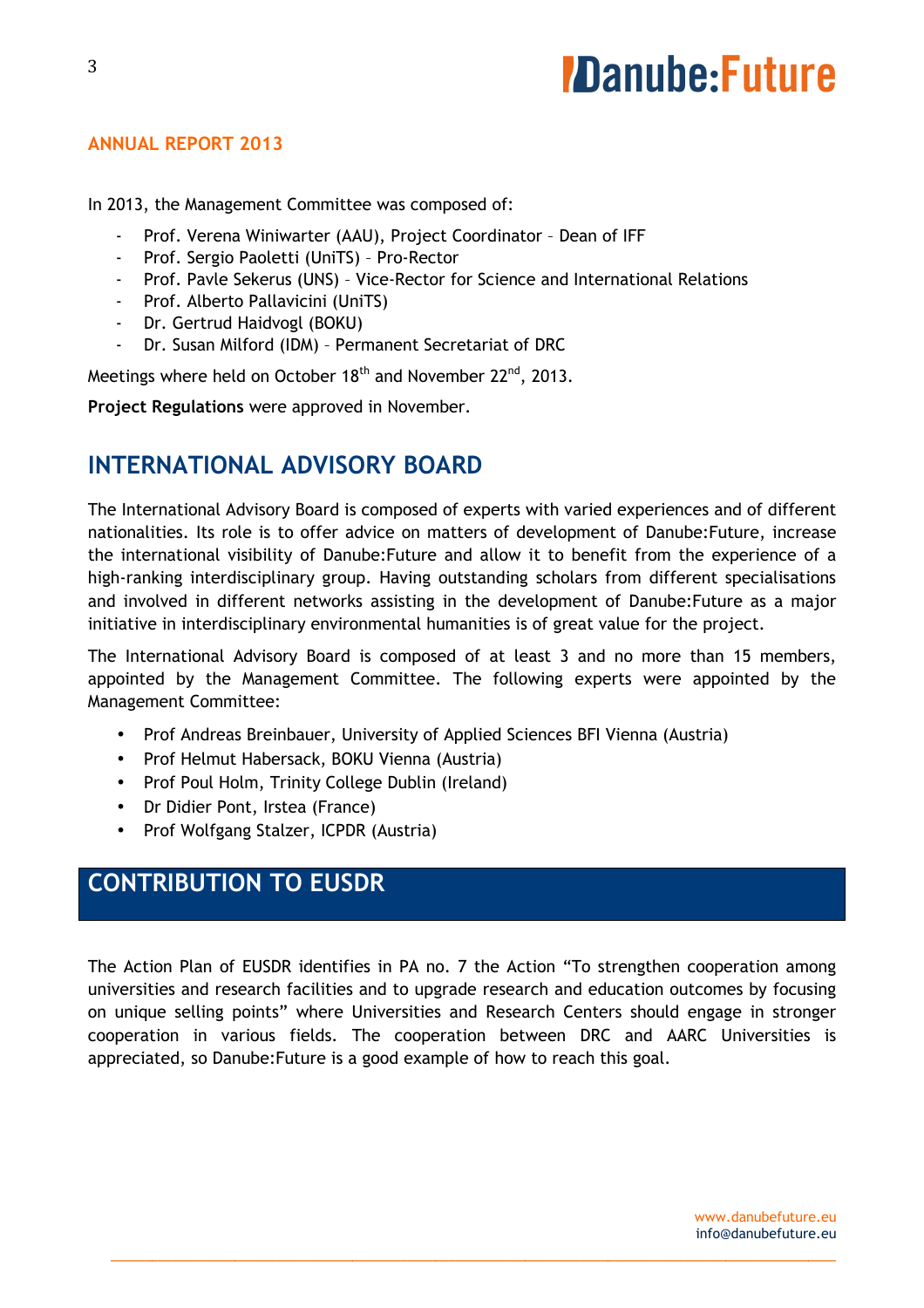**ANNUAL REPORT 2013**

In 2013, the Management Committee was composed of:

- Prof. Verena Winiwarter (AAU), Project Coordinator – Dean of IFF
- Prof. Sergio Paoletti (UniTS) – Pro-Rector
- Prof. Pavle Sekerus (UNS) – Vice-Rector for Science and International Relations
- Prof. Alberto Pallavicini (UniTS)
- Dr. Gertrud Haidvogl (BOKU)
- Dr. Susan Milford (IDM) – Permanent Secretariat of DRC

Meetings where held on October 18th and November 22nd, 2013.

**Project Regulations** were approved in November.

## INTERNATIONAL ADVISORY BOARD

The International Advisory Board is composed of experts with varied experiences and of different nationalities. Its role is to offer advice on matters of development of Danube:Future, increase the international visibility of Danube:Future and allow it to benefit from the experience of a high-ranking interdisciplinary group. Having outstanding scholars from different specialisations and involved in different networks assisting in the development of Danube:Future as a major initiative in interdisciplinary environmental humanities is of great value for the project.

The International Advisory Board is composed of at least 3 and no more than 15 members, appointed by the Management Committee. The following experts were appointed by the Management Committee:

- Prof Andreas Breinbauer, University of Applied Sciences BFI Vienna (Austria)
- Prof Helmut Habersack, BOKU Vienna (Austria)
- Prof Poul Holm, Trinity College Dublin (Ireland)
- Dr Didier Pont, Irstea (France)
- Prof Wolfgang Stalzer, ICPDR (Austria)

## CONTRIBUTION TO EUSDR

The Action Plan of EUSDR identifies in PA no. 7 the Action "To strengthen cooperation among universities and research facilities and to upgrade research and education outcomes by focusing on unique selling points" where Universities and Research Centers should engage in stronger cooperation in various fields. The cooperation between DRC and AARC Universities is appreciated, so Danube:Future is a good example of how to reach this goal.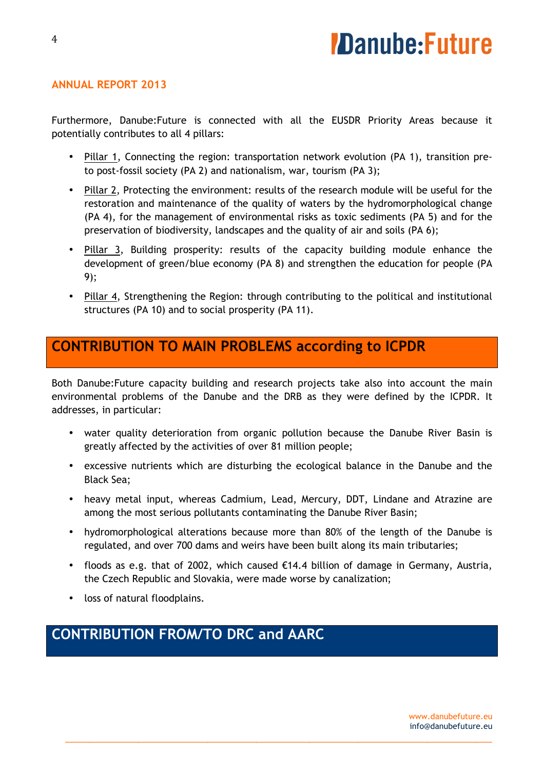Furthermore, Danube:Future is connected with all the EUSDR Priority Areas because it potentially contributes to all 4 pillars:

- Pillar 1, Connecting the region: transportation network evolution (PA 1), transition pre- to post-fossil society (PA 2) and nationalism, war, tourism (PA 3);
- Pillar 2, Protecting the environment: results of the research module will be useful for the restoration and maintenance of the quality of waters by the hydromorphological change (PA 4), for the management of environmental risks as toxic sediments (PA 5) and for the preservation of biodiversity, landscapes and the quality of air and soils (PA 6);
- Pillar 3, Building prosperity: results of the capacity building module enhance the development of green/blue economy (PA 8) and strengthen the education for people (PA 9);
- Pillar 4, Strengthening the Region: through contributing to the political and institutional structures (PA 10) and to social prosperity (PA 11).

## CONTRIBUTION TO MAIN PROBLEMS according to ICPDR

Both Danube:Future capacity building and research projects take also into account the main environmental problems of the Danube and the DRB as they were defined by the ICPDR. It addresses, in particular:

- water quality deterioration from organic pollution because the Danube River Basin is greatly affected by the activities of over 81 million people;
- excessive nutrients which are disturbing the ecological balance in the Danube and the Black Sea;
- heavy metal input, whereas Cadmium, Lead, Mercury, DDT, Lindane and Atrazine are among the most serious pollutants contaminating the Danube River Basin;
- hydromorphological alterations because more than 80% of the length of the Danube is regulated, and over 700 dams and weirs have been built along its main tributaries;
- floods as e.g. that of 2002, which caused €14.4 billion of damage in Germany, Austria, the Czech Republic and Slovakia, were made worse by canalization;
- loss of natural floodplains.

## CONTRIBUTION FROM/TO DRC and AARC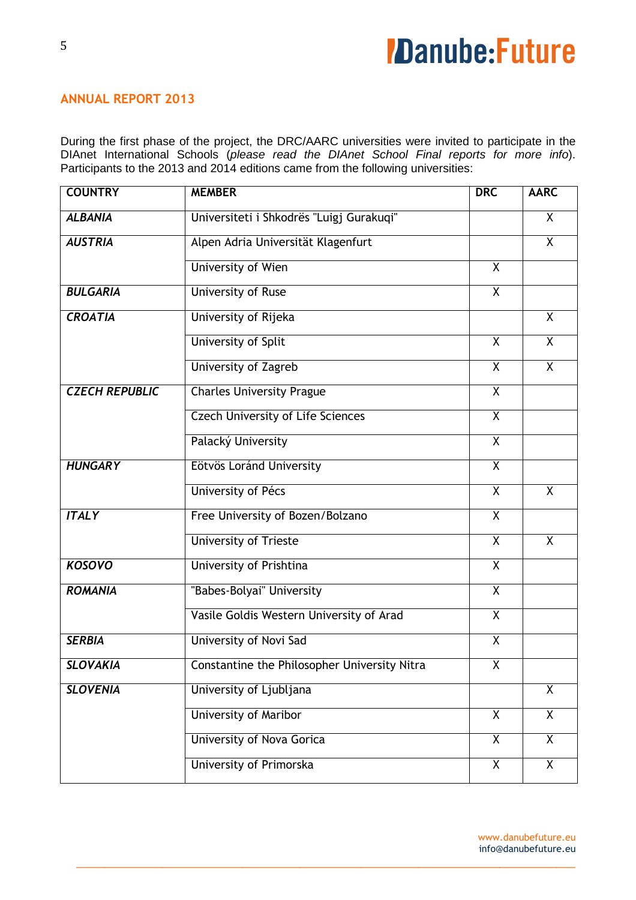## ANNUAL REPORT 2013

During the first phase of the project, the DRC/AARC universities were invited to participate in the DIAnet International Schools (*please read the DIAnet School Final reports for more info*). Participants to the 2013 and 2014 editions came from the following universities:

| COUNTRY | MEMBER | DRC | AARC |
|---|---|---|---|
| ***ALBANIA*** | Universiteti i Shkodrës "Luigj Gurakuqi" | | X |
| ***AUSTRIA*** | Alpen Adria Universität Klagenfurt | | X |
| | University of Wien | X | |
| ***BULGARIA*** | University of Ruse | X | |
| ***CROATIA*** | University of Rijeka | | X |
| | University of Split | X | X |
| | University of Zagreb | X | X |
| ***CZECH REPUBLIC*** | Charles University Prague | X | |
| | Czech University of Life Sciences | X | |
| | Palacký University | X | |
| ***HUNGARY*** | Eötvös Loránd University | X | |
| | University of Pécs | X | X |
| ***ITALY*** | Free University of Bozen/Bolzano | X | |
| | University of Trieste | X | X |
| ***KOSOVO*** | University of Prishtina | X | |
| ***ROMANIA*** | "Babes-Bolyai" University | X | |
| | Vasile Goldis Western University of Arad | X | |
| ***SERBIA*** | University of Novi Sad | X | |
| ***SLOVAKIA*** | Constantine the Philosopher University Nitra | X | |
| ***SLOVENIA*** | University of Ljubljana | | X |
| | University of Maribor | X | X |
| | University of Nova Gorica | X | X |
| | University of Primorska | X | X |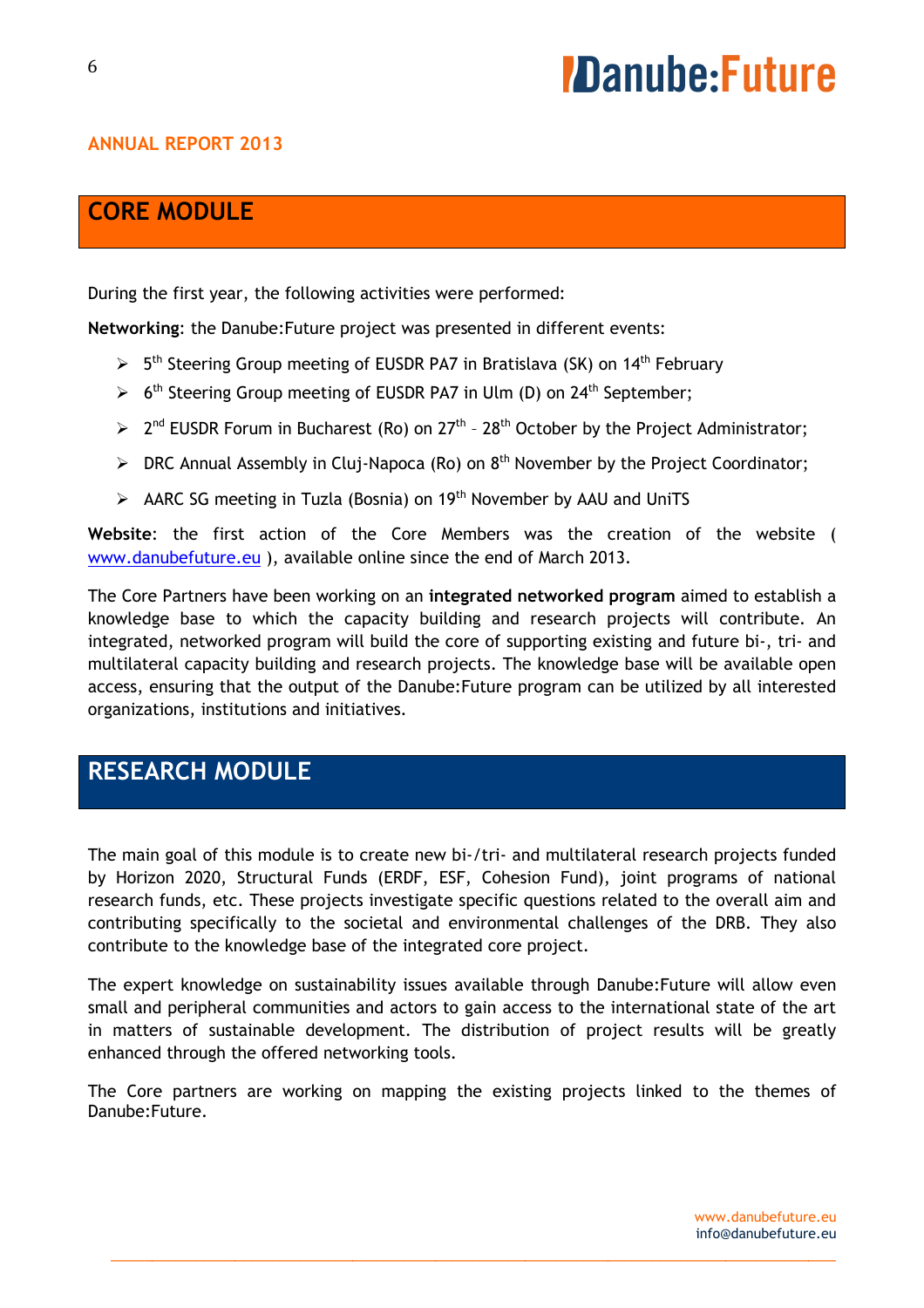## CORE MODULE

During the first year, the following activities were performed:

**Networking**: the Danube:Future project was presented in different events:

- 5th Steering Group meeting of EUSDR PA7 in Bratislava (SK) on 14th February
- 6th Steering Group meeting of EUSDR PA7 in Ulm (D) on 24th September;
- 2nd EUSDR Forum in Bucharest (Ro) on 27th – 28th October by the Project Administrator;
- DRC Annual Assembly in Cluj-Napoca (Ro) on 8th November by the Project Coordinator;
- AARC SG meeting in Tuzla (Bosnia) on 19th November by AAU and UniTS

**Website**: the first action of the Core Members was the creation of the website ( www.danubefuture.eu ), available online since the end of March 2013.

The Core Partners have been working on an **integrated networked program** aimed to establish a knowledge base to which the capacity building and research projects will contribute. An integrated, networked program will build the core of supporting existing and future bi-, tri- and multilateral capacity building and research projects. The knowledge base will be available open access, ensuring that the output of the Danube:Future program can be utilized by all interested organizations, institutions and initiatives.

## RESEARCH MODULE

The main goal of this module is to create new bi-/tri- and multilateral research projects funded by Horizon 2020, Structural Funds (ERDF, ESF, Cohesion Fund), joint programs of national research funds, etc. These projects investigate specific questions related to the overall aim and contributing specifically to the societal and environmental challenges of the DRB. They also contribute to the knowledge base of the integrated core project.

The expert knowledge on sustainability issues available through Danube:Future will allow even small and peripheral communities and actors to gain access to the international state of the art in matters of sustainable development. The distribution of project results will be greatly enhanced through the offered networking tools.

The Core partners are working on mapping the existing projects linked to the themes of Danube:Future.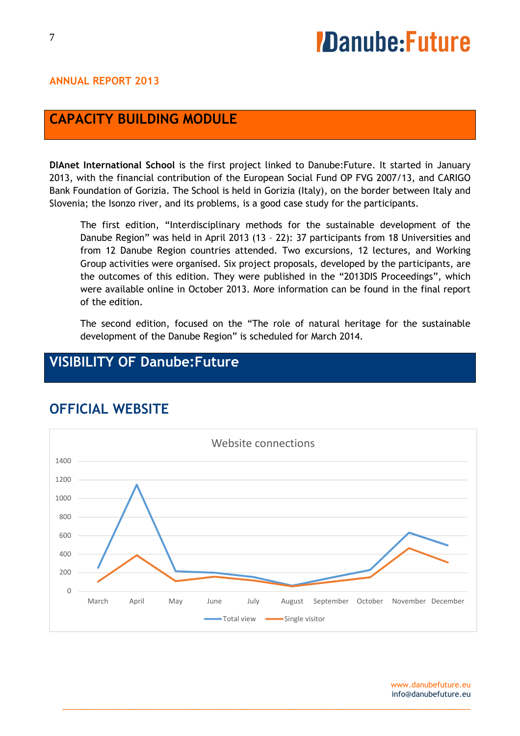# CAPACITY BUILDING MODULE

**DIAnet International School** is the first project linked to Danube:Future. It started in January 2013, with the financial contribution of the European Social Fund OP FVG 2007/13, and CARIGO Bank Foundation of Gorizia. The School is held in Gorizia (Italy), on the border between Italy and Slovenia; the Isonzo river, and its problems, is a good case study for the participants.

> The first edition, "Interdisciplinary methods for the sustainable development of the Danube Region" was held in April 2013 (13 – 22): 37 participants from 18 Universities and from 12 Danube Region countries attended. Two excursions, 12 lectures, and Working Group activities were organised. Six project proposals, developed by the participants, are the outcomes of this edition. They were published in the "2013DIS Proceedings", which were available online in October 2013. More information can be found in the final report of the edition.
>
> The second edition, focused on the "The role of natural heritage for the sustainable development of the Danube Region" is scheduled for March 2014.

# VISIBILITY OF Danube:Future

## OFFICIAL WEBSITE

Website connections

(Chart: Total view and Single visitor, March–December; y-axis 0–1400)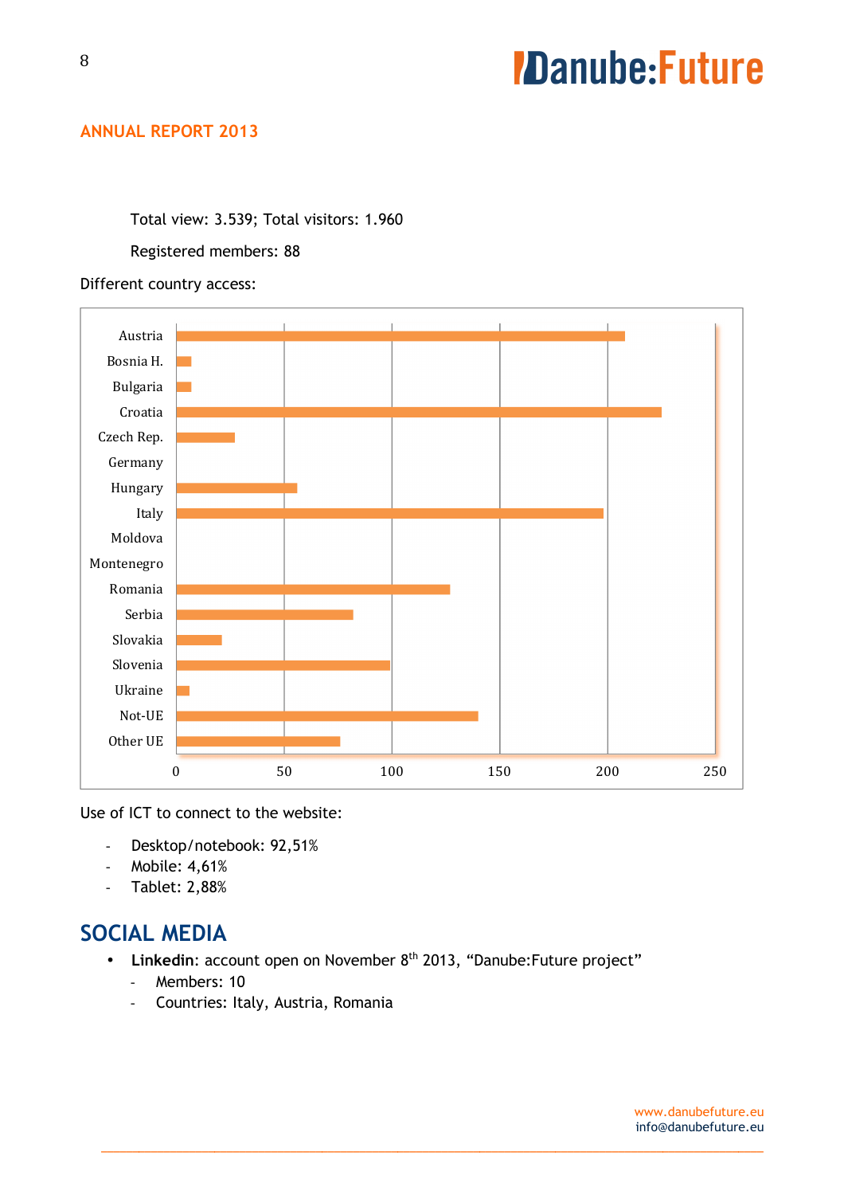## ANNUAL REPORT 2013

Total view: 3.539; Total visitors: 1.960

Registered members: 88

Different country access:

Austria
Bosnia H.
Bulgaria
Croatia
Czech Rep.
Germany
Hungary
Italy
Moldova
Montenegro
Romania
Serbia
Slovakia
Slovenia
Ukraine
Not-UE
Other UE

0 50 100 150 200 250

Use of ICT to connect to the website:

- Desktop/notebook: 92,51%
- Mobile: 4,61%
- Tablet: 2,88%

# SOCIAL MEDIA

- **Linkedin**: account open on November 8th 2013, “Danube:Future project”
  - Members: 10
  - Countries: Italy, Austria, Romania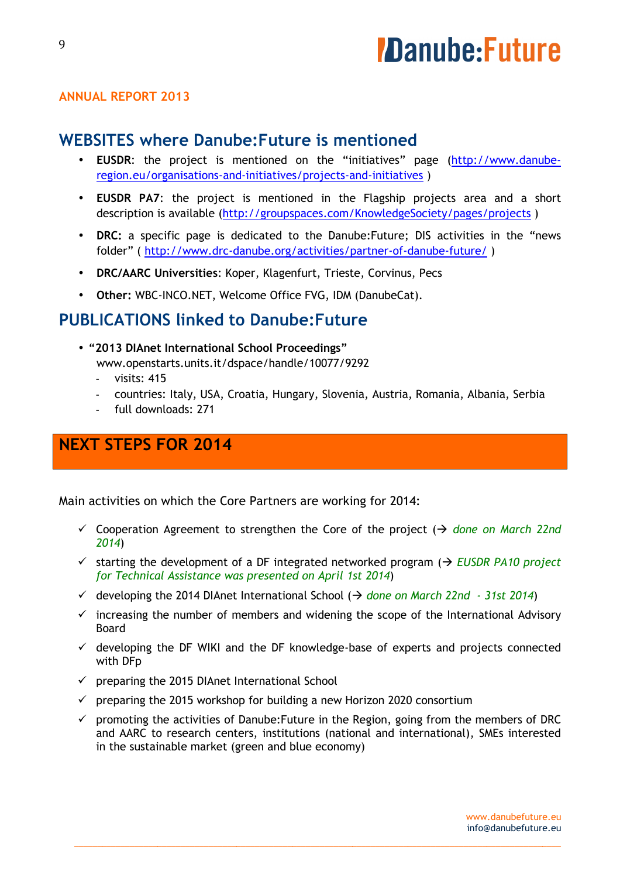**ANNUAL REPORT 2013**

## WEBSITES where Danube:Future is mentioned

- **EUSDR**: the project is mentioned on the "initiatives" page (http://www.danube-region.eu/organisations-and-initiatives/projects-and-initiatives )
- **EUSDR PA7**: the project is mentioned in the Flagship projects area and a short description is available (http://groupspaces.com/KnowledgeSociety/pages/projects )
- **DRC:** a specific page is dedicated to the Danube:Future; DIS activities in the "news folder" ( http://www.drc-danube.org/activities/partner-of-danube-future/ )
- **DRC/AARC Universities**: Koper, Klagenfurt, Trieste, Corvinus, Pecs
- **Other:** WBC-INCO.NET, Welcome Office FVG, IDM (DanubeCat).

## PUBLICATIONS linked to Danube:Future

- **"2013 DIAnet International School Proceedings"**
  www.openstarts.units.it/dspace/handle/10077/9292
  - visits: 415
  - countries: Italy, USA, Croatia, Hungary, Slovenia, Austria, Romania, Albania, Serbia
  - full downloads: 271

## NEXT STEPS FOR 2014

Main activities on which the Core Partners are working for 2014:

- ✓ Cooperation Agreement to strengthen the Core of the project (→ *done on March 22nd 2014*)
- ✓ starting the development of a DF integrated networked program (→ *EUSDR PA10 project for Technical Assistance was presented on April 1st 2014*)
- ✓ developing the 2014 DIAnet International School (→ *done on March 22nd - 31st 2014*)
- ✓ increasing the number of members and widening the scope of the International Advisory Board
- ✓ developing the DF WIKI and the DF knowledge-base of experts and projects connected with DFp
- ✓ preparing the 2015 DIAnet International School
- ✓ preparing the 2015 workshop for building a new Horizon 2020 consortium
- ✓ promoting the activities of Danube:Future in the Region, going from the members of DRC and AARC to research centers, institutions (national and international), SMEs interested in the sustainable market (green and blue economy)